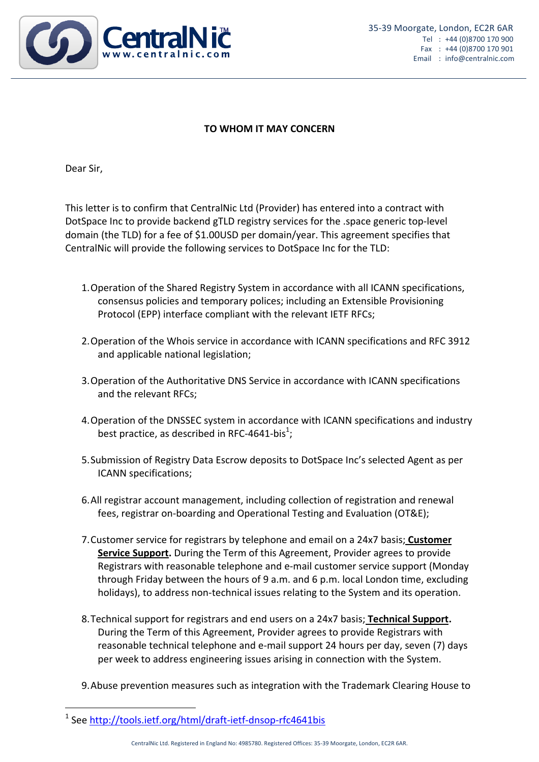35-39 Moorgate, London, EC2R 6AR
Tel : +44 (0)8700 170 900
Fax : +44 (0)8700 170 901
Email : info@centralnic.com

**TO WHOM IT MAY CONCERN**

Dear Sir,

This letter is to confirm that CentralNic Ltd (Provider) has entered into a contract with DotSpace Inc to provide backend gTLD registry services for the .space generic top-level domain (the TLD) for a fee of $1.00USD per domain/year. This agreement specifies that CentralNic will provide the following services to DotSpace Inc for the TLD:

1. Operation of the Shared Registry System in accordance with all ICANN specifications, consensus policies and temporary polices; including an Extensible Provisioning Protocol (EPP) interface compliant with the relevant IETF RFCs;

2. Operation of the Whois service in accordance with ICANN specifications and RFC 3912 and applicable national legislation;

3. Operation of the Authoritative DNS Service in accordance with ICANN specifications and the relevant RFCs;

4. Operation of the DNSSEC system in accordance with ICANN specifications and industry best practice, as described in RFC-4641-bis[1];

5. Submission of Registry Data Escrow deposits to DotSpace Inc's selected Agent as per ICANN specifications;

6. All registrar account management, including collection of registration and renewal fees, registrar on-boarding and Operational Testing and Evaluation (OT&E);

7. Customer service for registrars by telephone and email on a 24x7 basis; **<u>Customer Service Support</u>.** During the Term of this Agreement, Provider agrees to provide Registrars with reasonable telephone and e-mail customer service support (Monday through Friday between the hours of 9 a.m. and 6 p.m. local London time, excluding holidays), to address non-technical issues relating to the System and its operation.

8. Technical support for registrars and end users on a 24x7 basis; **<u>Technical Support</u>.** During the Term of this Agreement, Provider agrees to provide Registrars with reasonable technical telephone and e-mail support 24 hours per day, seven (7) days per week to address engineering issues arising in connection with the System.

9. Abuse prevention measures such as integration with the Trademark Clearing House to

[1] See http://tools.ietf.org/html/draft-ietf-dnsop-rfc4641bis

CentralNic Ltd. Registered in England No: 4985780. Registered Offices: 35-39 Moorgate, London, EC2R 6AR.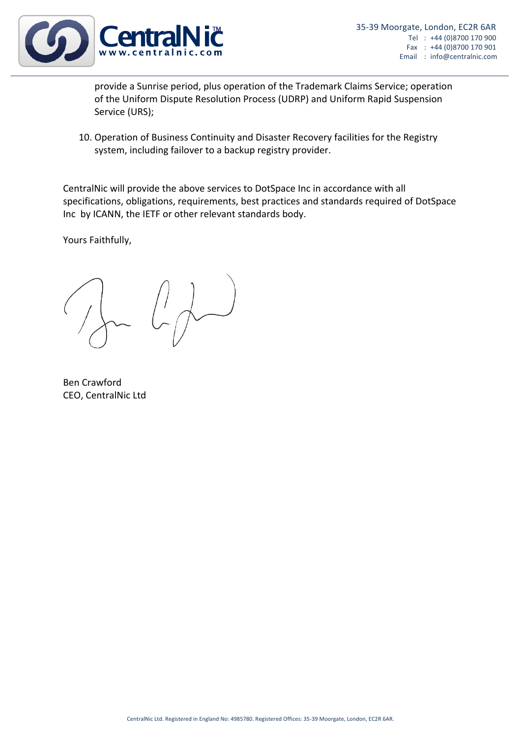provide a Sunrise period, plus operation of the Trademark Claims Service; operation of the Uniform Dispute Resolution Process (UDRP) and Uniform Rapid Suspension Service (URS);

10. Operation of Business Continuity and Disaster Recovery facilities for the Registry system, including failover to a backup registry provider.

CentralNic will provide the above services to DotSpace Inc in accordance with all specifications, obligations, requirements, best practices and standards required of DotSpace Inc by ICANN, the IETF or other relevant standards body.

Yours Faithfully,

Ben Crawford
CEO, CentralNic Ltd